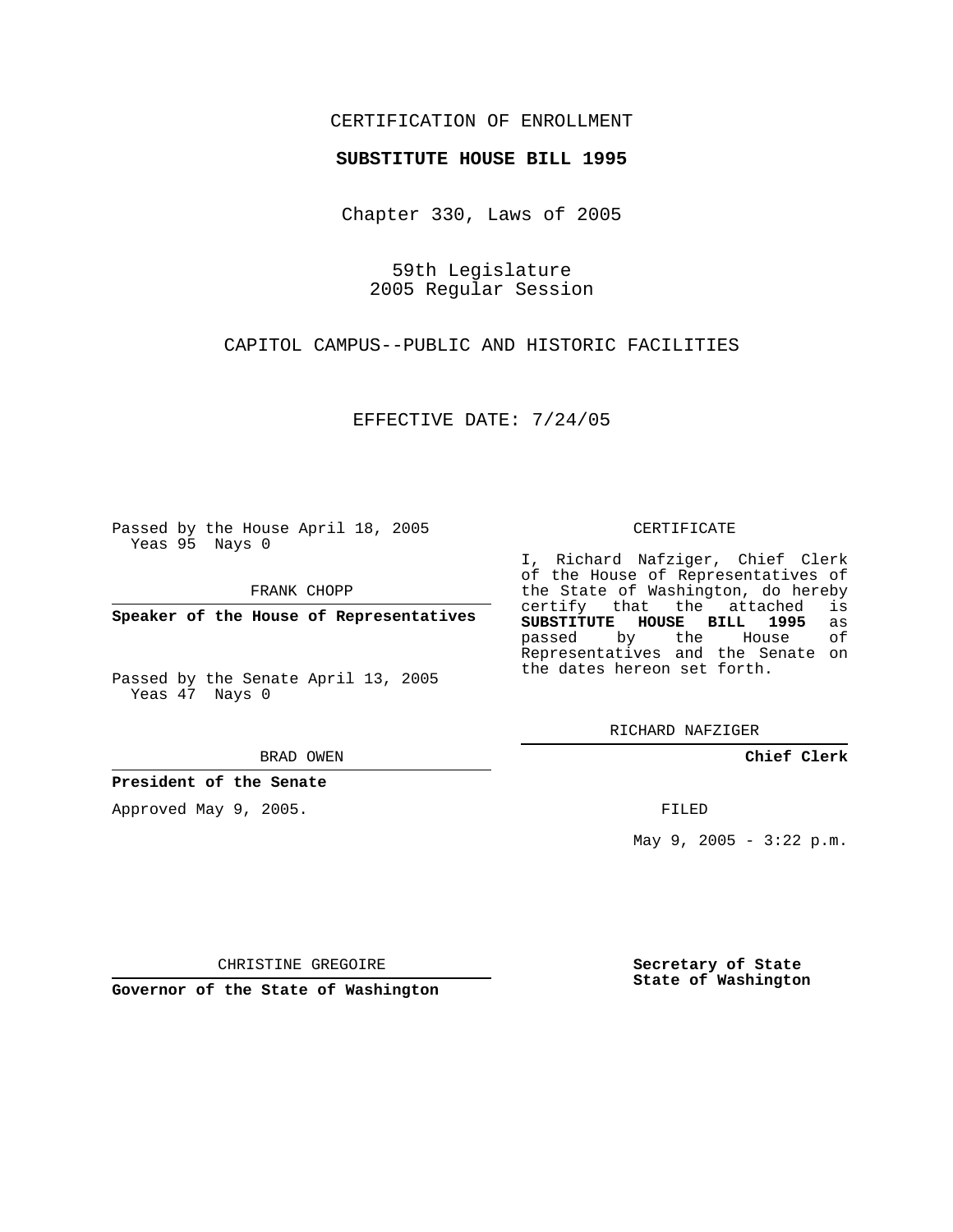CERTIFICATION OF ENROLLMENT

**SUBSTITUTE HOUSE BILL 1995**

Chapter 330, Laws of 2005

59th Legislature
2005 Regular Session

CAPITOL CAMPUS--PUBLIC AND HISTORIC FACILITIES

EFFECTIVE DATE: 7/24/05

Passed by the House April 18, 2005
Yeas 95 Nays 0

FRANK CHOPP

**Speaker of the House of Representatives**

Passed by the Senate April 13, 2005
Yeas 47 Nays 0

BRAD OWEN

**President of the Senate**

Approved May 9, 2005.

CHRISTINE GREGOIRE

**Governor of the State of Washington**

CERTIFICATE

I, Richard Nafziger, Chief Clerk of the House of Representatives of the State of Washington, do hereby certify that the attached is **SUBSTITUTE HOUSE BILL 1995** as passed by the House of Representatives and the Senate on the dates hereon set forth.

RICHARD NAFZIGER

**Chief Clerk**

FILED

May 9, 2005 - 3:22 p.m.

**Secretary of State**
**State of Washington**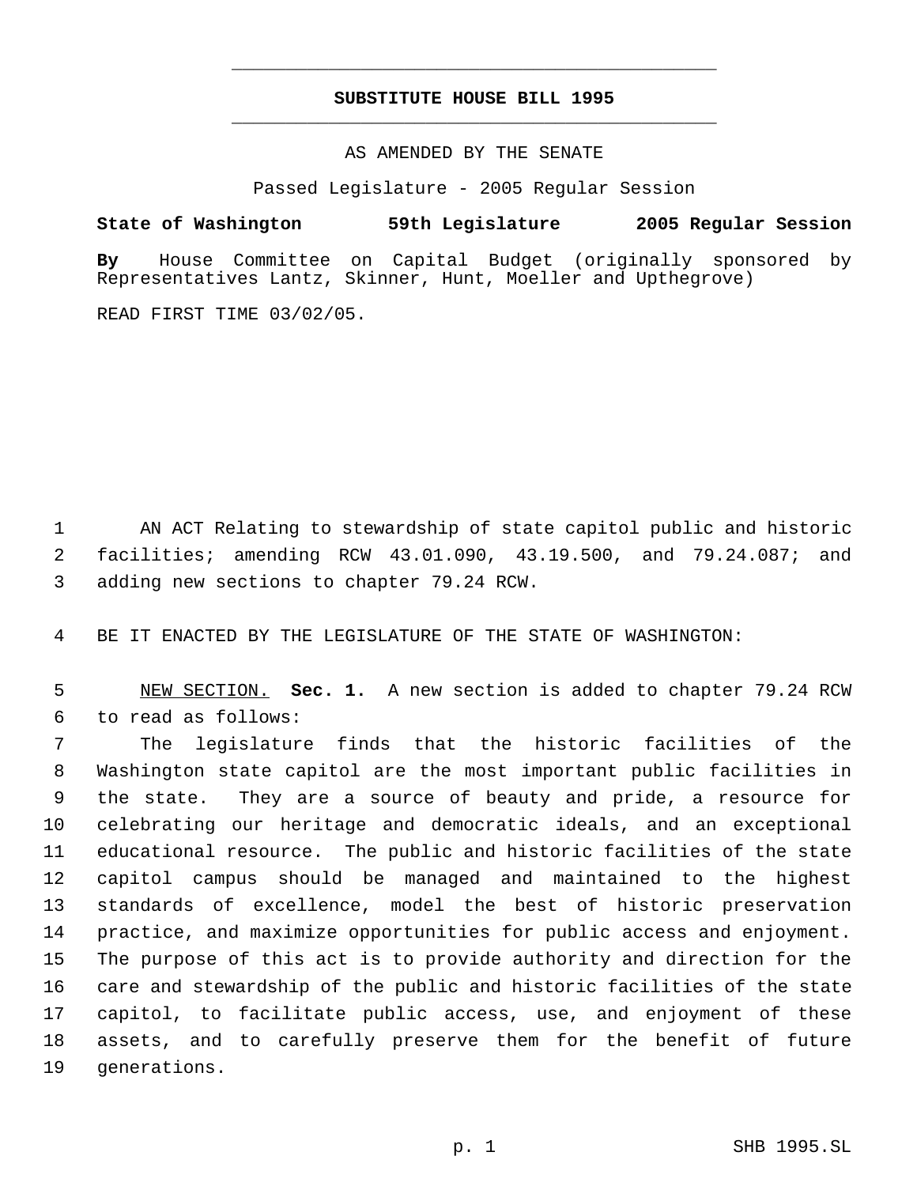**SUBSTITUTE HOUSE BILL 1995**

AS AMENDED BY THE SENATE

Passed Legislature - 2005 Regular Session

**State of Washington 59th Legislature 2005 Regular Session**

**By** House Committee on Capital Budget (originally sponsored by Representatives Lantz, Skinner, Hunt, Moeller and Upthegrove)

READ FIRST TIME 03/02/05.

AN ACT Relating to stewardship of state capitol public and historic facilities; amending RCW 43.01.090, 43.19.500, and 79.24.087; and adding new sections to chapter 79.24 RCW.

BE IT ENACTED BY THE LEGISLATURE OF THE STATE OF WASHINGTON:

NEW SECTION. **Sec. 1.** A new section is added to chapter 79.24 RCW to read as follows:

The legislature finds that the historic facilities of the Washington state capitol are the most important public facilities in the state. They are a source of beauty and pride, a resource for celebrating our heritage and democratic ideals, and an exceptional educational resource. The public and historic facilities of the state capitol campus should be managed and maintained to the highest standards of excellence, model the best of historic preservation practice, and maximize opportunities for public access and enjoyment. The purpose of this act is to provide authority and direction for the care and stewardship of the public and historic facilities of the state capitol, to facilitate public access, use, and enjoyment of these assets, and to carefully preserve them for the benefit of future generations.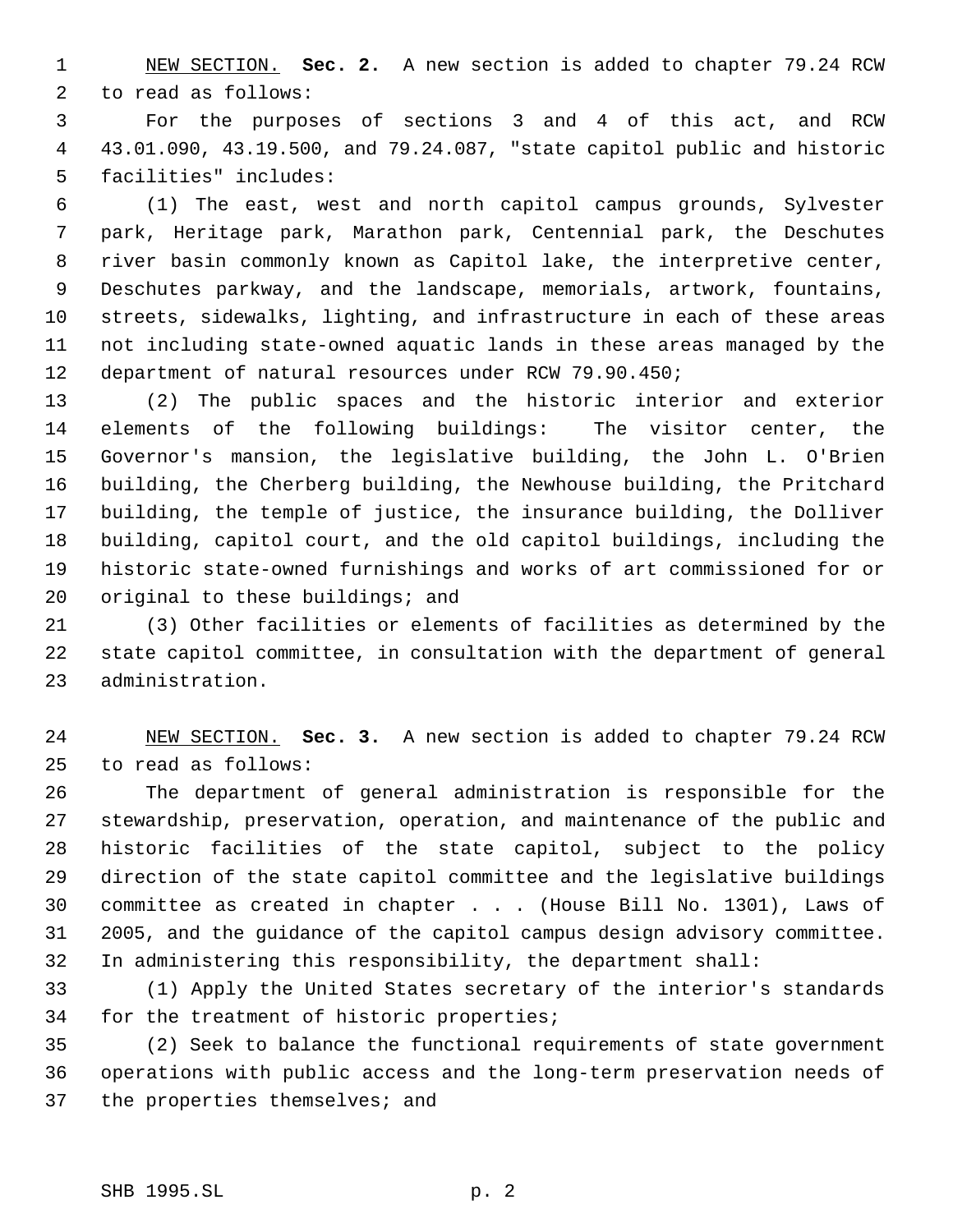NEW SECTION. **Sec. 2.** A new section is added to chapter 79.24 RCW to read as follows:

For the purposes of sections 3 and 4 of this act, and RCW 43.01.090, 43.19.500, and 79.24.087, "state capitol public and historic facilities" includes:

(1) The east, west and north capitol campus grounds, Sylvester park, Heritage park, Marathon park, Centennial park, the Deschutes river basin commonly known as Capitol lake, the interpretive center, Deschutes parkway, and the landscape, memorials, artwork, fountains, streets, sidewalks, lighting, and infrastructure in each of these areas not including state-owned aquatic lands in these areas managed by the department of natural resources under RCW 79.90.450;

(2) The public spaces and the historic interior and exterior elements of the following buildings: The visitor center, the Governor's mansion, the legislative building, the John L. O'Brien building, the Cherberg building, the Newhouse building, the Pritchard building, the temple of justice, the insurance building, the Dolliver building, capitol court, and the old capitol buildings, including the historic state-owned furnishings and works of art commissioned for or original to these buildings; and

(3) Other facilities or elements of facilities as determined by the state capitol committee, in consultation with the department of general administration.

NEW SECTION. **Sec. 3.** A new section is added to chapter 79.24 RCW to read as follows:

The department of general administration is responsible for the stewardship, preservation, operation, and maintenance of the public and historic facilities of the state capitol, subject to the policy direction of the state capitol committee and the legislative buildings committee as created in chapter . . . (House Bill No. 1301), Laws of 2005, and the guidance of the capitol campus design advisory committee. In administering this responsibility, the department shall:

(1) Apply the United States secretary of the interior's standards for the treatment of historic properties;

(2) Seek to balance the functional requirements of state government operations with public access and the long-term preservation needs of the properties themselves; and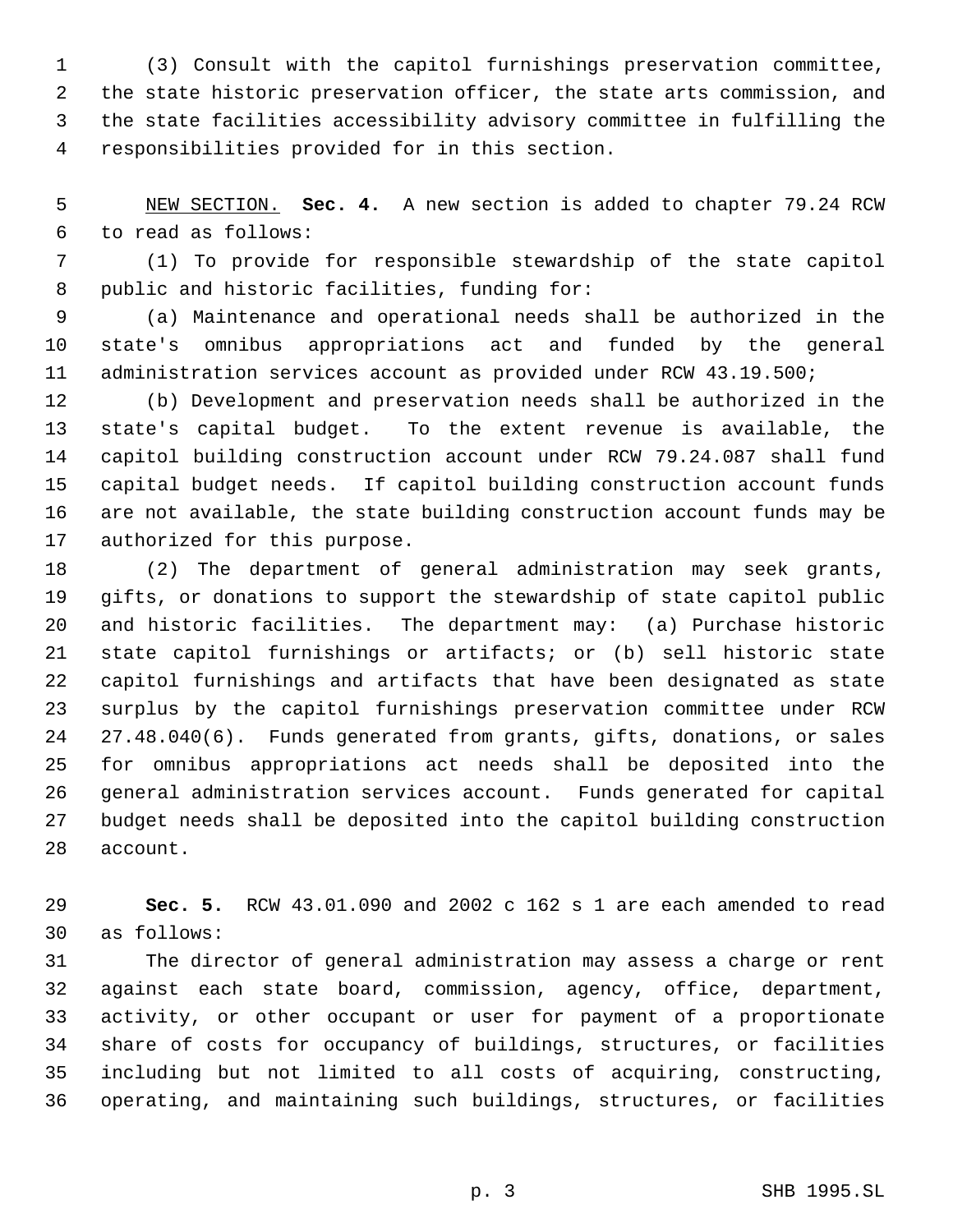(3) Consult with the capitol furnishings preservation committee, the state historic preservation officer, the state arts commission, and the state facilities accessibility advisory committee in fulfilling the responsibilities provided for in this section.

NEW SECTION. **Sec. 4.** A new section is added to chapter 79.24 RCW to read as follows:

(1) To provide for responsible stewardship of the state capitol public and historic facilities, funding for:

(a) Maintenance and operational needs shall be authorized in the state's omnibus appropriations act and funded by the general administration services account as provided under RCW 43.19.500;

(b) Development and preservation needs shall be authorized in the state's capital budget. To the extent revenue is available, the capitol building construction account under RCW 79.24.087 shall fund capital budget needs. If capitol building construction account funds are not available, the state building construction account funds may be authorized for this purpose.

(2) The department of general administration may seek grants, gifts, or donations to support the stewardship of state capitol public and historic facilities. The department may: (a) Purchase historic state capitol furnishings or artifacts; or (b) sell historic state capitol furnishings and artifacts that have been designated as state surplus by the capitol furnishings preservation committee under RCW 27.48.040(6). Funds generated from grants, gifts, donations, or sales for omnibus appropriations act needs shall be deposited into the general administration services account. Funds generated for capital budget needs shall be deposited into the capitol building construction account.

**Sec. 5.** RCW 43.01.090 and 2002 c 162 s 1 are each amended to read as follows:

The director of general administration may assess a charge or rent against each state board, commission, agency, office, department, activity, or other occupant or user for payment of a proportionate share of costs for occupancy of buildings, structures, or facilities including but not limited to all costs of acquiring, constructing, operating, and maintaining such buildings, structures, or facilities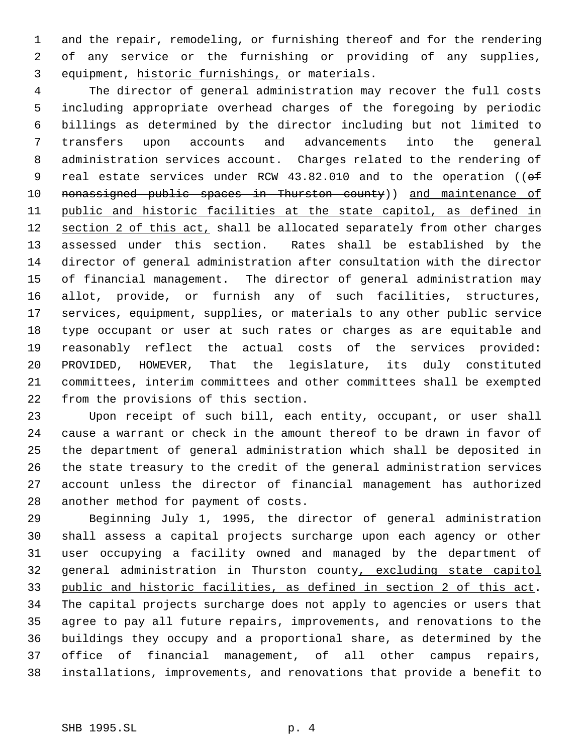and the repair, remodeling, or furnishing thereof and for the rendering of any service or the furnishing or providing of any supplies, equipment, historic furnishings, or materials.

The director of general administration may recover the full costs including appropriate overhead charges of the foregoing by periodic billings as determined by the director including but not limited to transfers upon accounts and advancements into the general administration services account. Charges related to the rendering of real estate services under RCW 43.82.010 and to the operation ((~~of nonassigned public spaces in Thurston county~~)) and maintenance of public and historic facilities at the state capitol, as defined in section 2 of this act, shall be allocated separately from other charges assessed under this section. Rates shall be established by the director of general administration after consultation with the director of financial management. The director of general administration may allot, provide, or furnish any of such facilities, structures, services, equipment, supplies, or materials to any other public service type occupant or user at such rates or charges as are equitable and reasonably reflect the actual costs of the services provided: PROVIDED, HOWEVER, That the legislature, its duly constituted committees, interim committees and other committees shall be exempted from the provisions of this section.

Upon receipt of such bill, each entity, occupant, or user shall cause a warrant or check in the amount thereof to be drawn in favor of the department of general administration which shall be deposited in the state treasury to the credit of the general administration services account unless the director of financial management has authorized another method for payment of costs.

Beginning July 1, 1995, the director of general administration shall assess a capital projects surcharge upon each agency or other user occupying a facility owned and managed by the department of general administration in Thurston county, excluding state capitol public and historic facilities, as defined in section 2 of this act. The capital projects surcharge does not apply to agencies or users that agree to pay all future repairs, improvements, and renovations to the buildings they occupy and a proportional share, as determined by the office of financial management, of all other campus repairs, installations, improvements, and renovations that provide a benefit to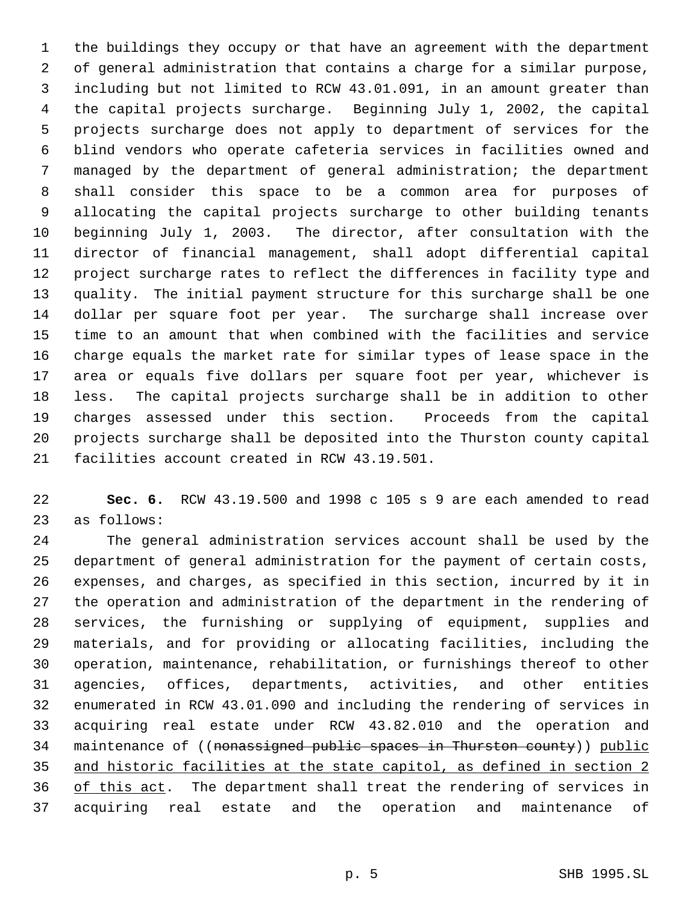the buildings they occupy or that have an agreement with the department of general administration that contains a charge for a similar purpose, including but not limited to RCW 43.01.091, in an amount greater than the capital projects surcharge. Beginning July 1, 2002, the capital projects surcharge does not apply to department of services for the blind vendors who operate cafeteria services in facilities owned and managed by the department of general administration; the department shall consider this space to be a common area for purposes of allocating the capital projects surcharge to other building tenants beginning July 1, 2003. The director, after consultation with the director of financial management, shall adopt differential capital project surcharge rates to reflect the differences in facility type and quality. The initial payment structure for this surcharge shall be one dollar per square foot per year. The surcharge shall increase over time to an amount that when combined with the facilities and service charge equals the market rate for similar types of lease space in the area or equals five dollars per square foot per year, whichever is less. The capital projects surcharge shall be in addition to other charges assessed under this section. Proceeds from the capital projects surcharge shall be deposited into the Thurston county capital facilities account created in RCW 43.19.501.

**Sec. 6.** RCW 43.19.500 and 1998 c 105 s 9 are each amended to read as follows:

The general administration services account shall be used by the department of general administration for the payment of certain costs, expenses, and charges, as specified in this section, incurred by it in the operation and administration of the department in the rendering of services, the furnishing or supplying of equipment, supplies and materials, and for providing or allocating facilities, including the operation, maintenance, rehabilitation, or furnishings thereof to other agencies, offices, departments, activities, and other entities enumerated in RCW 43.01.090 and including the rendering of services in acquiring real estate under RCW 43.82.010 and the operation and maintenance of ((~~nonassigned public spaces in Thurston county~~)) <u>public and historic facilities at the state capitol, as defined in section 2 of this act</u>. The department shall treat the rendering of services in acquiring real estate and the operation and maintenance of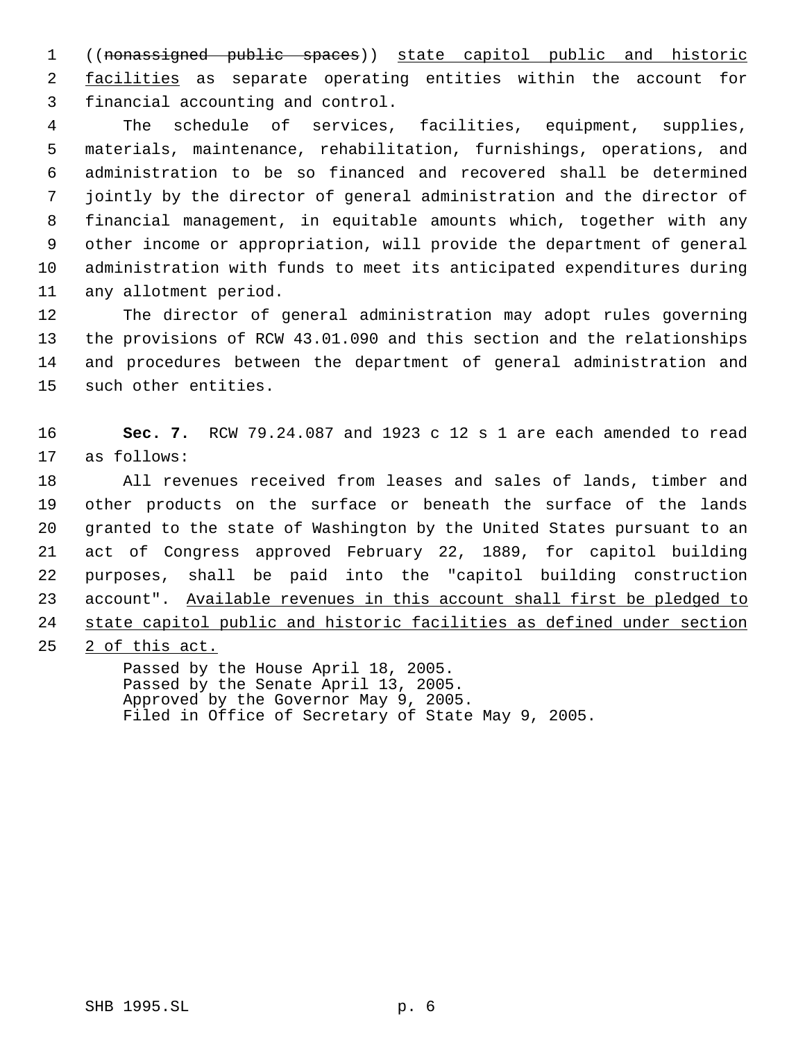((~~nonassigned public spaces~~)) <u>state capitol public and historic facilities</u> as separate operating entities within the account for financial accounting and control.

The schedule of services, facilities, equipment, supplies, materials, maintenance, rehabilitation, furnishings, operations, and administration to be so financed and recovered shall be determined jointly by the director of general administration and the director of financial management, in equitable amounts which, together with any other income or appropriation, will provide the department of general administration with funds to meet its anticipated expenditures during any allotment period.

The director of general administration may adopt rules governing the provisions of RCW 43.01.090 and this section and the relationships and procedures between the department of general administration and such other entities.

**Sec. 7.** RCW 79.24.087 and 1923 c 12 s 1 are each amended to read as follows:

All revenues received from leases and sales of lands, timber and other products on the surface or beneath the surface of the lands granted to the state of Washington by the United States pursuant to an act of Congress approved February 22, 1889, for capitol building purposes, shall be paid into the "capitol building construction account". <u>Available revenues in this account shall first be pledged to state capitol public and historic facilities as defined under section 2 of this act.</u>

Passed by the House April 18, 2005.
Passed by the Senate April 13, 2005.
Approved by the Governor May 9, 2005.
Filed in Office of Secretary of State May 9, 2005.